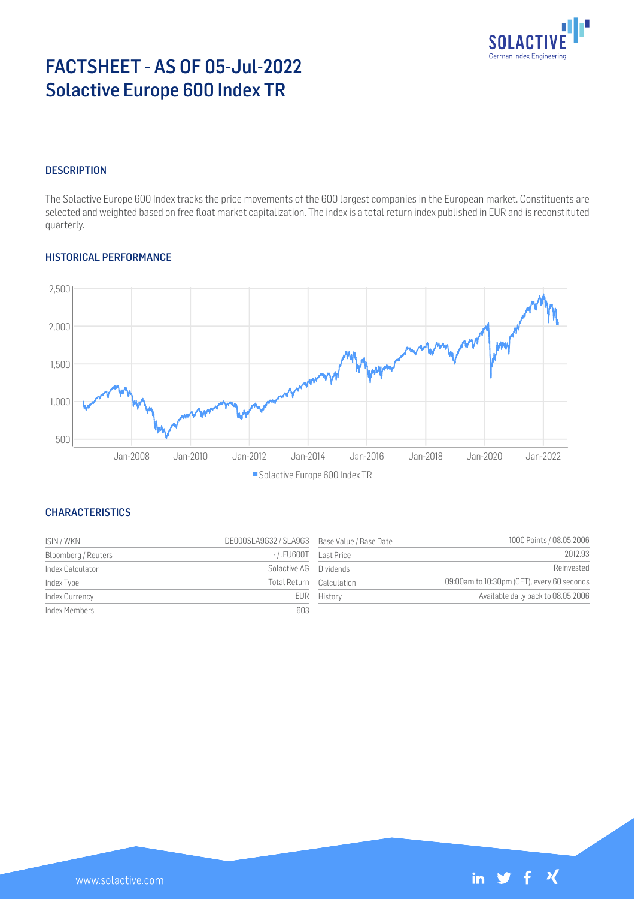# FACTSHEET - AS OF 05-Jul-2022
# Solactive Europe 600 Index TR

## DESCRIPTION

The Solactive Europe 600 Index tracks the price movements of the 600 largest companies in the European market. Constituents are selected and weighted based on free float market capitalization. The index is a total return index published in EUR and is reconstituted quarterly.

## HISTORICAL PERFORMANCE

■ Solactive Europe 600 Index TR

## CHARACTERISTICS

| | | | |
|---|---|---|---|
| ISIN / WKN | DE000SLA9G32 / SLA9G3 | Base Value / Base Date | 1000 Points / 08.05.2006 |
| Bloomberg / Reuters | - / .EU600T | Last Price | 2012.93 |
| Index Calculator | Solactive AG | Dividends | Reinvested |
| Index Type | Total Return | Calculation | 09:00am to 10:30pm (CET), every 60 seconds |
| Index Currency | EUR | History | Available daily back to 08.05.2006 |
| Index Members | 603 | | |

www.solactive.com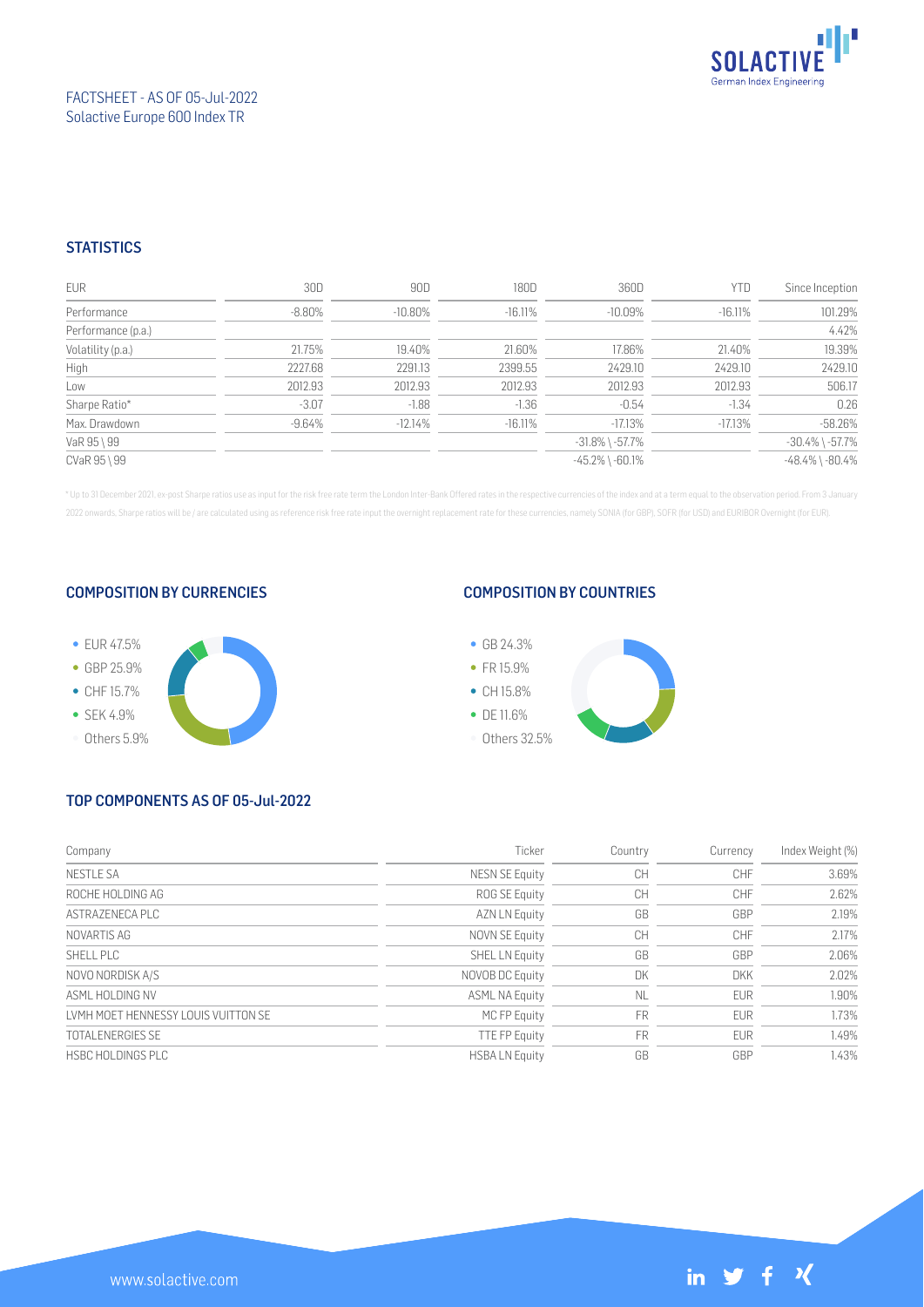FACTSHEET - AS OF 05-Jul-2022
Solactive Europe 600 Index TR

## STATISTICS

| EUR | 30D | 90D | 180D | 360D | YTD | Since Inception |
|---|---|---|---|---|---|---|
| Performance | -8.80% | -10.80% | -16.11% | -10.09% | -16.11% | 101.29% |
| Performance (p.a.) | | | | | | 4.42% |
| Volatility (p.a.) | 21.75% | 19.40% | 21.60% | 17.86% | 21.40% | 19.39% |
| High | 2227.68 | 2291.13 | 2399.55 | 2429.10 | 2429.10 | 2429.10 |
| Low | 2012.93 | 2012.93 | 2012.93 | 2012.93 | 2012.93 | 506.17 |
| Sharpe Ratio* | -3.07 | -1.88 | -1.36 | -0.54 | -1.34 | 0.26 |
| Max. Drawdown | -9.64% | -12.14% | -16.11% | -17.13% | -17.13% | -58.26% |
| VaR 95 \ 99 | | | | -31.8% \ -57.7% | | -30.4% \ -57.7% |
| CVaR 95 \ 99 | | | | -45.2% \ -60.1% | | -48.4% \ -80.4% |

* Up to 31 December 2021, ex-post Sharpe ratios use as input for the risk free rate term the London Inter-Bank Offered rates in the respective currencies of the index and at a term equal to the observation period. From 3 January 2022 onwards, Sharpe ratios will be / are calculated using as reference risk free rate input the overnight replacement rate for these currencies, namely SONIA (for GBP), SOFR (for USD) and EURIBOR Overnight (for EUR).

## COMPOSITION BY CURRENCIES

- EUR 47.5%
- GBP 25.9%
- CHF 15.7%
- SEK 4.9%
- Others 5.9%

## COMPOSITION BY COUNTRIES

- GB 24.3%
- FR 15.9%
- CH 15.8%
- DE 11.6%
- Others 32.5%

## TOP COMPONENTS AS OF 05-Jul-2022

| Company | Ticker | Country | Currency | Index Weight (%) |
|---|---|---|---|---|
| NESTLE SA | NESN SE Equity | CH | CHF | 3.69% |
| ROCHE HOLDING AG | ROG SE Equity | CH | CHF | 2.62% |
| ASTRAZENECA PLC | AZN LN Equity | GB | GBP | 2.19% |
| NOVARTIS AG | NOVN SE Equity | CH | CHF | 2.17% |
| SHELL PLC | SHEL LN Equity | GB | GBP | 2.06% |
| NOVO NORDISK A/S | NOVOB DC Equity | DK | DKK | 2.02% |
| ASML HOLDING NV | ASML NA Equity | NL | EUR | 1.90% |
| LVMH MOET HENNESSY LOUIS VUITTON SE | MC FP Equity | FR | EUR | 1.73% |
| TOTALENERGIES SE | TTE FP Equity | FR | EUR | 1.49% |
| HSBC HOLDINGS PLC | HSBA LN Equity | GB | GBP | 1.43% |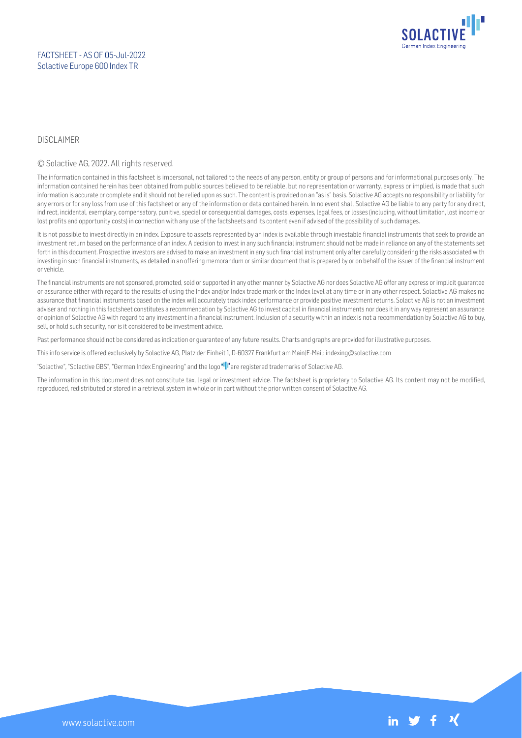DISCLAIMER

© Solactive AG, 2022. All rights reserved.

The information contained in this factsheet is impersonal, not tailored to the needs of any person, entity or group of persons and for informational purposes only. The information contained herein has been obtained from public sources believed to be reliable, but no representation or warranty, express or implied, is made that such information is accurate or complete and it should not be relied upon as such. The content is provided on an "as is" basis. Solactive AG accepts no responsibility or liability for any errors or for any loss from use of this factsheet or any of the information or data contained herein. In no event shall Solactive AG be liable to any party for any direct, indirect, incidental, exemplary, compensatory, punitive, special or consequential damages, costs, expenses, legal fees, or losses (including, without limitation, lost income or lost profits and opportunity costs) in connection with any use of the factsheets and its content even if advised of the possibility of such damages.

It is not possible to invest directly in an index. Exposure to assets represented by an index is available through investable financial instruments that seek to provide an investment return based on the performance of an index. A decision to invest in any such financial instrument should not be made in reliance on any of the statements set forth in this document. Prospective investors are advised to make an investment in any such financial instrument only after carefully considering the risks associated with investing in such financial instruments, as detailed in an offering memorandum or similar document that is prepared by or on behalf of the issuer of the financial instrument or vehicle.

The financial instruments are not sponsored, promoted, sold or supported in any other manner by Solactive AG nor does Solactive AG offer any express or implicit guarantee or assurance either with regard to the results of using the Index and/or Index trade mark or the Index level at any time or in any other respect. Solactive AG makes no assurance that financial instruments based on the index will accurately track index performance or provide positive investment returns. Solactive AG is not an investment adviser and nothing in this factsheet constitutes a recommendation by Solactive AG to invest capital in financial instruments nor does it in any way represent an assurance or opinion of Solactive AG with regard to any investment in a financial instrument. Inclusion of a security within an index is not a recommendation by Solactive AG to buy, sell, or hold such security, nor is it considered to be investment advice.

Past performance should not be considered as indication or guarantee of any future results. Charts and graphs are provided for illustrative purposes.

This info service is offered exclusively by Solactive AG, Platz der Einheit 1, D-60327 Frankfurt am Main|E-Mail: indexing@solactive.com

"Solactive", "Solactive GBS", "German Index Engineering" and the logo are registered trademarks of Solactive AG.

The information in this document does not constitute tax, legal or investment advice. The factsheet is proprietary to Solactive AG. Its content may not be modified, reproduced, redistributed or stored in a retrieval system in whole or in part without the prior written consent of Solactive AG.